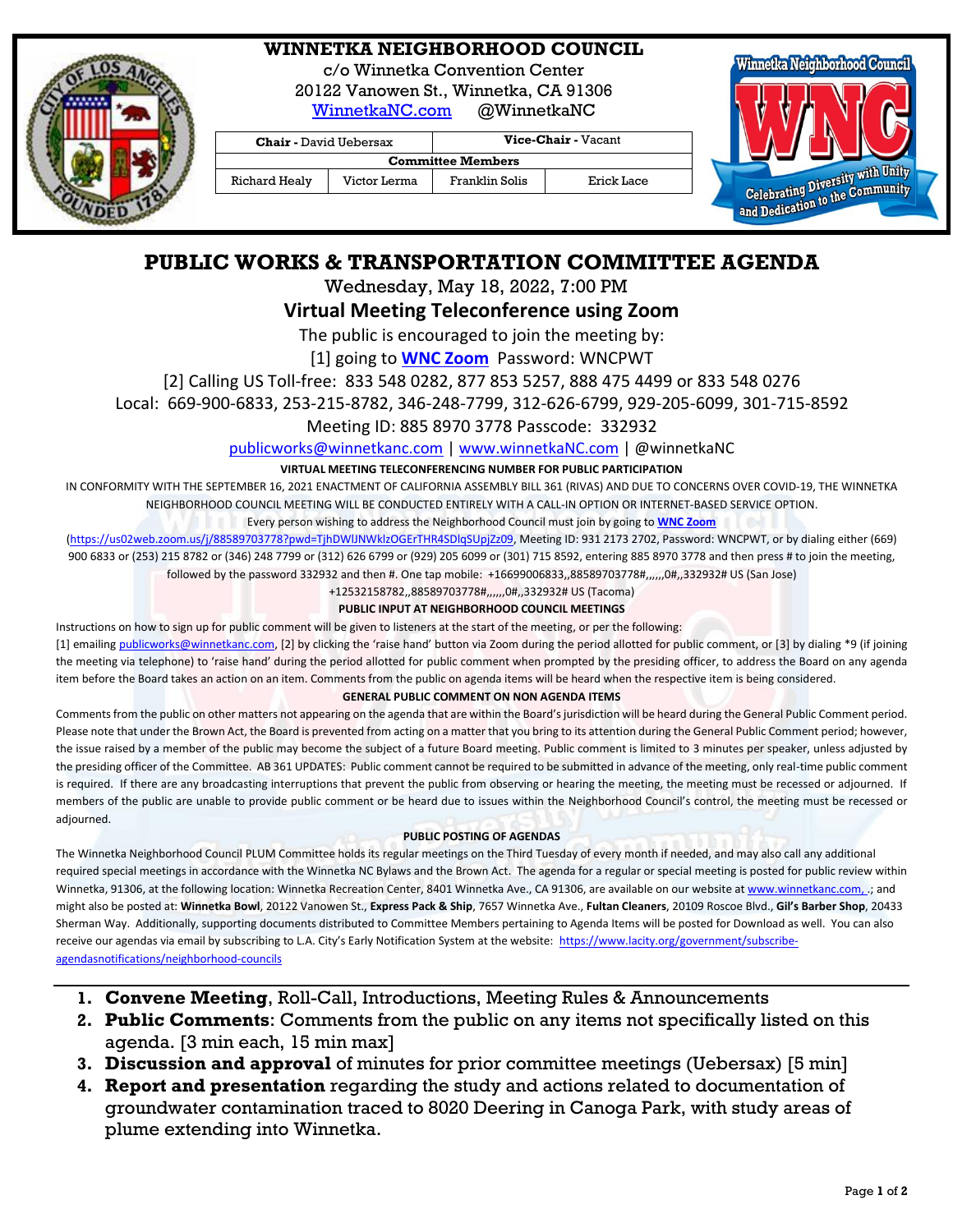# WINNETKA NEIGHBORHOOD COUNCIL

c/o Winnetka Convention Center
20122 Vanowen St., Winnetka, CA 91306
[WinnetkaNC.com](WinnetkaNC.com) @WinnetkaNC

| Chair - David Uebersax | | Vice-Chair - Vacant | |
|---|---|---|---|
| Committee Members | | | |
| Richard Healy | Victor Lerma | Franklin Solis | Erick Lace |

## PUBLIC WORKS & TRANSPORTATION COMMITTEE AGENDA

Wednesday, May 18, 2022, 7:00 PM

### Virtual Meeting Teleconference using Zoom

The public is encouraged to join the meeting by:

[1] going to **WNC Zoom** Password: WNCPWT

[2] Calling US Toll-free: 833 548 0282, 877 853 5257, 888 475 4499 or 833 548 0276

Local: 669-900-6833, 253-215-8782, 346-248-7799, 312-626-6799, 929-205-6099, 301-715-8592

Meeting ID: 885 8970 3778 Passcode: 332932

publicworks@winnetkanc.com | www.winnetkaNC.com | @winnetkaNC

**VIRTUAL MEETING TELECONFERENCING NUMBER FOR PUBLIC PARTICIPATION**

IN CONFORMITY WITH THE SEPTEMBER 16, 2021 ENACTMENT OF CALIFORNIA ASSEMBLY BILL 361 (RIVAS) AND DUE TO CONCERNS OVER COVID-19, THE WINNETKA NEIGHBORHOOD COUNCIL MEETING WILL BE CONDUCTED ENTIRELY WITH A CALL-IN OPTION OR INTERNET-BASED SERVICE OPTION.

Every person wishing to address the Neighborhood Council must join by going to **WNC Zoom** (https://us02web.zoom.us/j/88589703778?pwd=TjhDWlJNWklzOGErTHR4SDlqSUpjZz09, Meeting ID: 931 2173 2702, Password: WNCPWT, or by dialing either (669) 900 6833 or (253) 215 8782 or (346) 248 7799 or (312) 626 6799 or (929) 205 6099 or (301) 715 8592, entering 885 8970 3778 and then press # to join the meeting, followed by the password 332932 and then #. One tap mobile: +16699006833,,88589703778#,,,,,,0#,,332932# US (San Jose) +12532158782,,88589703778#,,,,,,0#,,332932# US (Tacoma)

**PUBLIC INPUT AT NEIGHBORHOOD COUNCIL MEETINGS**

Instructions on how to sign up for public comment will be given to listeners at the start of the meeting, or per the following:
[1] emailing publicworks@winnetkanc.com, [2] by clicking the 'raise hand' button via Zoom during the period allotted for public comment, or [3] by dialing *9 (if joining the meeting via telephone) to 'raise hand' during the period allotted for public comment when prompted by the presiding officer, to address the Board on any agenda item before the Board takes an action on an item. Comments from the public on agenda items will be heard when the respective item is being considered.

**GENERAL PUBLIC COMMENT ON NON AGENDA ITEMS**

Comments from the public on other matters not appearing on the agenda that are within the Board's jurisdiction will be heard during the General Public Comment period. Please note that under the Brown Act, the Board is prevented from acting on a matter that you bring to its attention during the General Public Comment period; however, the issue raised by a member of the public may become the subject of a future Board meeting. Public comment is limited to 3 minutes per speaker, unless adjusted by the presiding officer of the Committee. AB 361 UPDATES: Public comment cannot be required to be submitted in advance of the meeting, only real-time public comment is required. If there are any broadcasting interruptions that prevent the public from observing or hearing the meeting, the meeting must be recessed or adjourned. If members of the public are unable to provide public comment or be heard due to issues within the Neighborhood Council's control, the meeting must be recessed or adjourned.

**PUBLIC POSTING OF AGENDAS**

The Winnetka Neighborhood Council PLUM Committee holds its regular meetings on the Third Tuesday of every month if needed, and may also call any additional required special meetings in accordance with the Winnetka NC Bylaws and the Brown Act. The agenda for a regular or special meeting is posted for public review within Winnetka, 91306, at the following location: Winnetka Recreation Center, 8401 Winnetka Ave., CA 91306, are available on our website at www.winnetkanc.com, .; and might also be posted at: **Winnetka Bowl**, 20122 Vanowen St., **Express Pack & Ship**, 7657 Winnetka Ave., **Fultan Cleaners**, 20109 Roscoe Blvd., **Gil's Barber Shop**, 20433 Sherman Way. Additionally, supporting documents distributed to Committee Members pertaining to Agenda Items will be posted for Download as well. You can also receive our agendas via email by subscribing to L.A. City's Early Notification System at the website: https://www.lacity.org/government/subscribe-agendasnotifications/neighborhood-councils

---

1. **Convene Meeting**, Roll-Call, Introductions, Meeting Rules & Announcements
2. **Public Comments**: Comments from the public on any items not specifically listed on this agenda. [3 min each, 15 min max]
3. **Discussion and approval** of minutes for prior committee meetings (Uebersax) [5 min]
4. **Report and presentation** regarding the study and actions related to documentation of groundwater contamination traced to 8020 Deering in Canoga Park, with study areas of plume extending into Winnetka.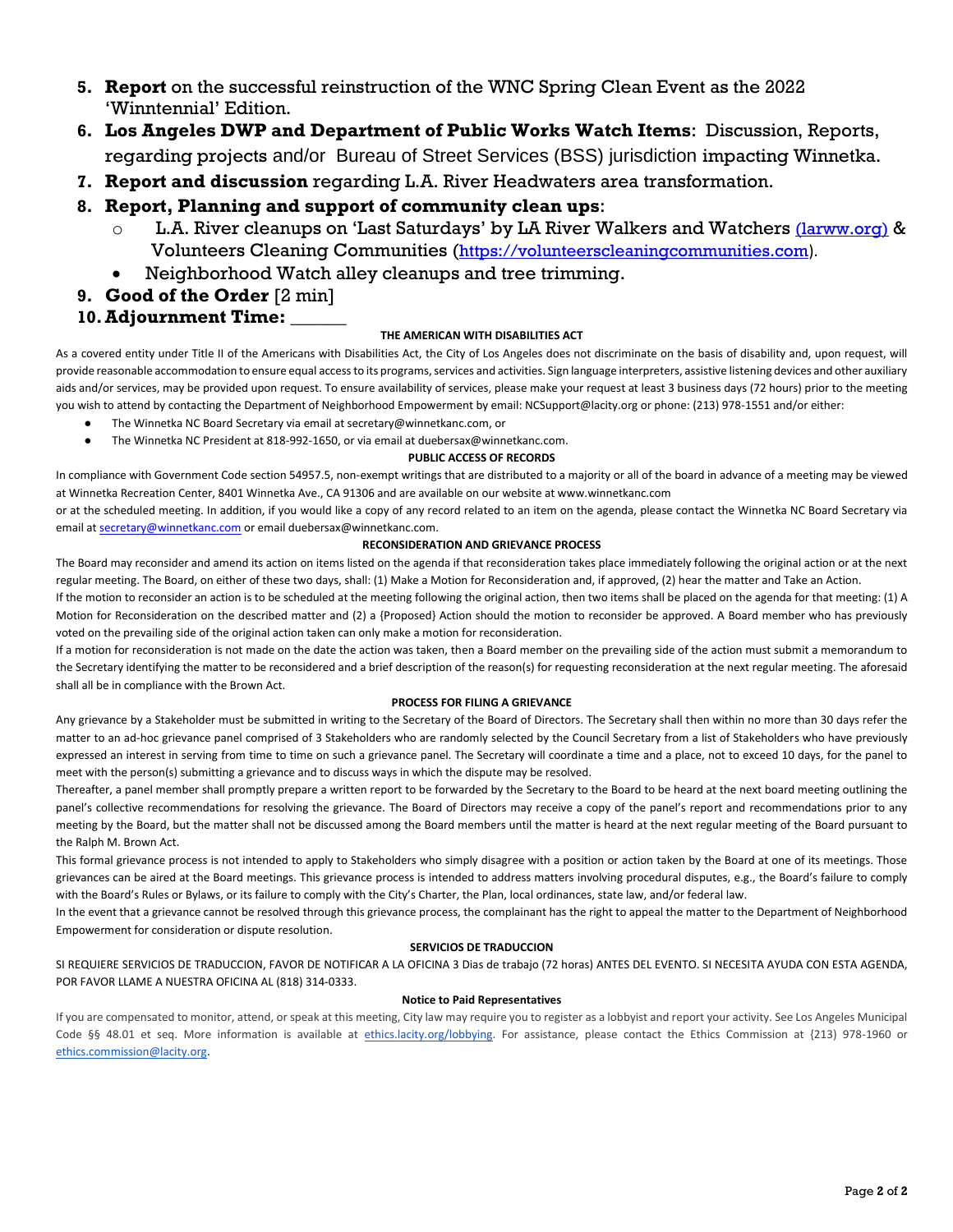5. **Report** on the successful reinstruction of the WNC Spring Clean Event as the 2022 'Winntennial' Edition.
6. **Los Angeles DWP and Department of Public Works Watch Items**: Discussion, Reports, regarding projects and/or Bureau of Street Services (BSS) jurisdiction impacting Winnetka.
7. **Report and discussion** regarding L.A. River Headwaters area transformation.
8. **Report, Planning and support of community clean ups**:
   - L.A. River cleanups on 'Last Saturdays' by LA River Walkers and Watchers (larww.org) & Volunteers Cleaning Communities (https://volunteerscleaningcommunities.com).
   - Neighborhood Watch alley cleanups and tree trimming.
9. **Good of the Order** [2 min]
10. **Adjournment Time:** ______

**THE AMERICAN WITH DISABILITIES ACT**

As a covered entity under Title II of the Americans with Disabilities Act, the City of Los Angeles does not discriminate on the basis of disability and, upon request, will provide reasonable accommodation to ensure equal access to its programs, services and activities. Sign language interpreters, assistive listening devices and other auxiliary aids and/or services, may be provided upon request. To ensure availability of services, please make your request at least 3 business days (72 hours) prior to the meeting you wish to attend by contacting the Department of Neighborhood Empowerment by email: NCSupport@lacity.org or phone: (213) 978-1551 and/or either:

- The Winnetka NC Board Secretary via email at secretary@winnetkanc.com, or
- The Winnetka NC President at 818-992-1650, or via email at duebersax@winnetkanc.com.

**PUBLIC ACCESS OF RECORDS**

In compliance with Government Code section 54957.5, non-exempt writings that are distributed to a majority or all of the board in advance of a meeting may be viewed at Winnetka Recreation Center, 8401 Winnetka Ave., CA 91306 and are available on our website at www.winnetkanc.com or at the scheduled meeting. In addition, if you would like a copy of any record related to an item on the agenda, please contact the Winnetka NC Board Secretary via email at secretary@winnetkanc.com or email duebersax@winnetkanc.com.

**RECONSIDERATION AND GRIEVANCE PROCESS**

The Board may reconsider and amend its action on items listed on the agenda if that reconsideration takes place immediately following the original action or at the next regular meeting. The Board, on either of these two days, shall: (1) Make a Motion for Reconsideration and, if approved, (2) hear the matter and Take an Action.

If the motion to reconsider an action is to be scheduled at the meeting following the original action, then two items shall be placed on the agenda for that meeting: (1) A Motion for Reconsideration on the described matter and (2) a {Proposed} Action should the motion to reconsider be approved. A Board member who has previously voted on the prevailing side of the original action taken can only make a motion for reconsideration.

If a motion for reconsideration is not made on the date the action was taken, then a Board member on the prevailing side of the action must submit a memorandum to the Secretary identifying the matter to be reconsidered and a brief description of the reason(s) for requesting reconsideration at the next regular meeting. The aforesaid shall all be in compliance with the Brown Act.

**PROCESS FOR FILING A GRIEVANCE**

Any grievance by a Stakeholder must be submitted in writing to the Secretary of the Board of Directors. The Secretary shall then within no more than 30 days refer the matter to an ad-hoc grievance panel comprised of 3 Stakeholders who are randomly selected by the Council Secretary from a list of Stakeholders who have previously expressed an interest in serving from time to time on such a grievance panel. The Secretary will coordinate a time and a place, not to exceed 10 days, for the panel to meet with the person(s) submitting a grievance and to discuss ways in which the dispute may be resolved.

Thereafter, a panel member shall promptly prepare a written report to be forwarded by the Secretary to the Board to be heard at the next board meeting outlining the panel's collective recommendations for resolving the grievance. The Board of Directors may receive a copy of the panel's report and recommendations prior to any meeting by the Board, but the matter shall not be discussed among the Board members until the matter is heard at the next regular meeting of the Board pursuant to the Ralph M. Brown Act.

This formal grievance process is not intended to apply to Stakeholders who simply disagree with a position or action taken by the Board at one of its meetings. Those grievances can be aired at the Board meetings. This grievance process is intended to address matters involving procedural disputes, e.g., the Board's failure to comply with the Board's Rules or Bylaws, or its failure to comply with the City's Charter, the Plan, local ordinances, state law, and/or federal law.

In the event that a grievance cannot be resolved through this grievance process, the complainant has the right to appeal the matter to the Department of Neighborhood Empowerment for consideration or dispute resolution.

**SERVICIOS DE TRADUCCION**

SI REQUIERE SERVICIOS DE TRADUCCION, FAVOR DE NOTIFICAR A LA OFICINA 3 Dias de trabajo (72 horas) ANTES DEL EVENTO. SI NECESITA AYUDA CON ESTA AGENDA, POR FAVOR LLAME A NUESTRA OFICINA AL (818) 314-0333.

**Notice to Paid Representatives**

If you are compensated to monitor, attend, or speak at this meeting, City law may require you to register as a lobbyist and report your activity. See Los Angeles Municipal Code §§ 48.01 et seq. More information is available at ethics.lacity.org/lobbying. For assistance, please contact the Ethics Commission at (213) 978-1960 or ethics.commission@lacity.org.